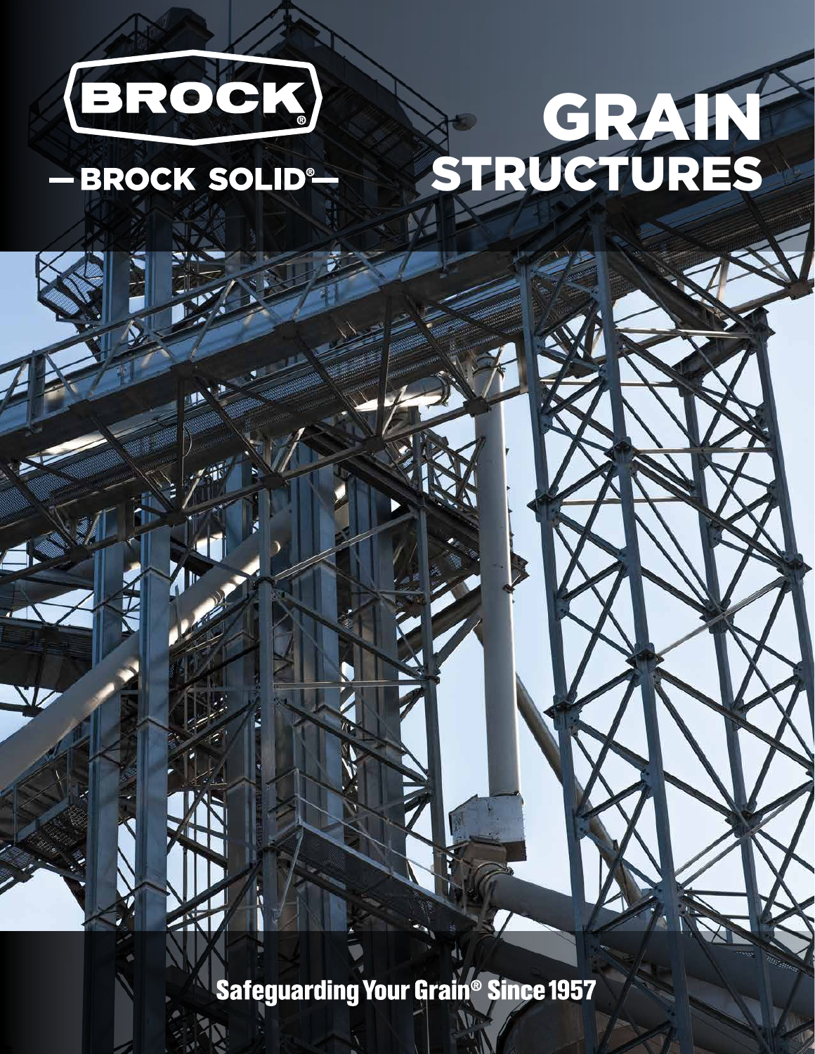BROCK®

— BROCK SOLID® —

# GRAIN STRUCTURES

Safeguarding Your Grain® Since 1957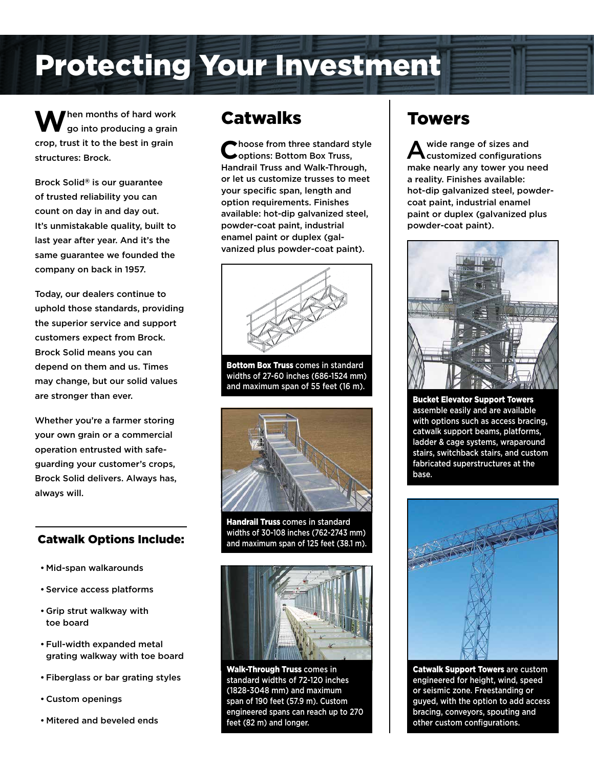# Protecting Your Investment

When months of hard work go into producing a grain crop, trust it to the best in grain structures: Brock.

Brock Solid® is our guarantee of trusted reliability you can count on day in and day out. It's unmistakable quality, built to last year after year. And it's the same guarantee we founded the company on back in 1957.

Today, our dealers continue to uphold those standards, providing the superior service and support customers expect from Brock. Brock Solid means you can depend on them and us. Times may change, but our solid values are stronger than ever.

Whether you're a farmer storing your own grain or a commercial operation entrusted with safeguarding your customer's crops, Brock Solid delivers. Always has, always will.

### Catwalk Options Include:

- Mid-span walkarounds
- Service access platforms
- Grip strut walkway with toe board
- Full-width expanded metal grating walkway with toe board
- Fiberglass or bar grating styles
- Custom openings
- Mitered and beveled ends

## Catwalks

Choose from three standard style options: Bottom Box Truss, Handrail Truss and Walk-Through, or let us customize trusses to meet your specific span, length and option requirements. Finishes available: hot-dip galvanized steel, powder-coat paint, industrial enamel paint or duplex (galvanized plus powder-coat paint).

**Bottom Box Truss** comes in standard widths of 27-60 inches (686-1524 mm) and maximum span of 55 feet (16 m).

**Handrail Truss** comes in standard widths of 30-108 inches (762-2743 mm) and maximum span of 125 feet (38.1 m).

**Walk-Through Truss** comes in standard widths of 72-120 inches (1828-3048 mm) and maximum span of 190 feet (57.9 m). Custom engineered spans can reach up to 270 feet (82 m) and longer.

## Towers

A wide range of sizes and customized configurations make nearly any tower you need a reality. Finishes available: hot-dip galvanized steel, powder-coat paint, industrial enamel paint or duplex (galvanized plus powder-coat paint).

**Bucket Elevator Support Towers** assemble easily and are available with options such as access bracing, catwalk support beams, platforms, ladder & cage systems, wraparound stairs, switchback stairs, and custom fabricated superstructures at the base.

**Catwalk Support Towers** are custom engineered for height, wind, speed or seismic zone. Freestanding or guyed, with the option to add access bracing, conveyors, spouting and other custom configurations.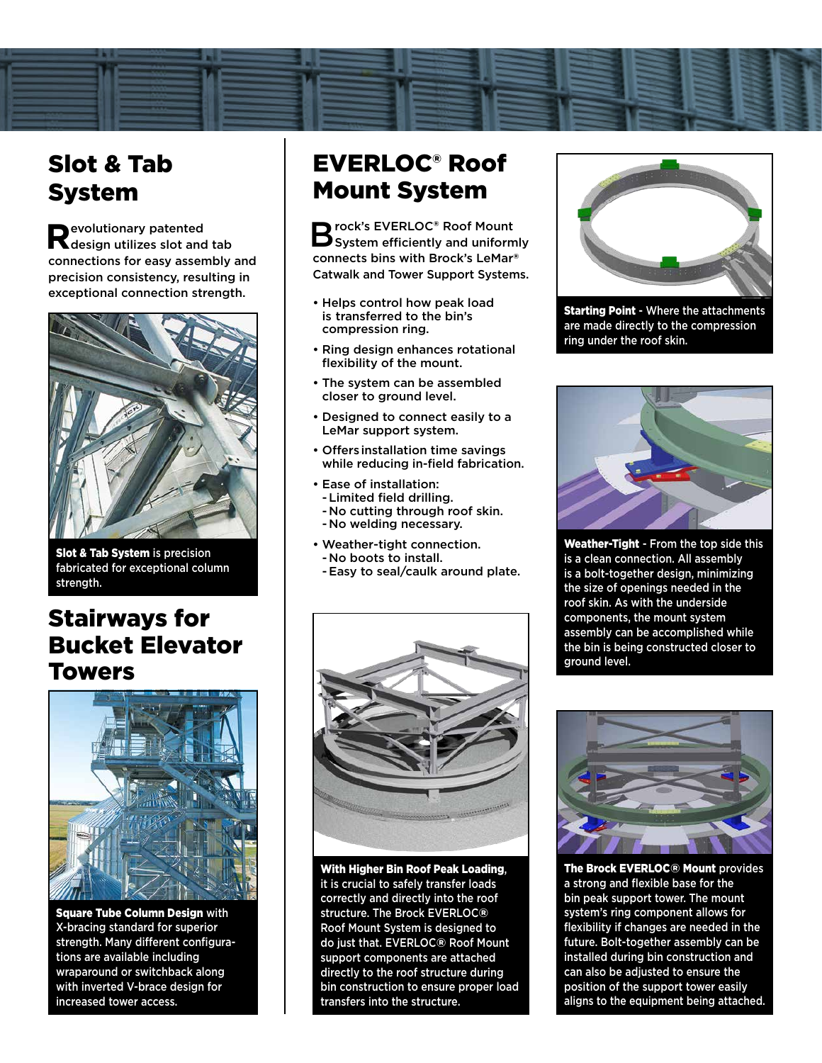## Slot & Tab System

Revolutionary patented design utilizes slot and tab connections for easy assembly and precision consistency, resulting in exceptional connection strength.

**Slot & Tab System** is precision fabricated for exceptional column strength.

## Stairways for Bucket Elevator Towers

**Square Tube Column Design** with X-bracing standard for superior strength. Many different configurations are available including wraparound or switchback along with inverted V-brace design for increased tower access.

## EVERLOC® Roof Mount System

Brock's EVERLOC® Roof Mount System efficiently and uniformly connects bins with Brock's LeMar® Catwalk and Tower Support Systems.

- Helps control how peak load is transferred to the bin's compression ring.
- Ring design enhances rotational flexibility of the mount.
- The system can be assembled closer to ground level.
- Designed to connect easily to a LeMar support system.
- Offers installation time savings while reducing in-field fabrication.
- Ease of installation:
  - Limited field drilling.
  - No cutting through roof skin.
  - No welding necessary.
- Weather-tight connection.
  - No boots to install.
  - Easy to seal/caulk around plate.

**With Higher Bin Roof Peak Loading**, it is crucial to safely transfer loads correctly and directly into the roof structure. The Brock EVERLOC® Roof Mount System is designed to do just that. EVERLOC® Roof Mount support components are attached directly to the roof structure during bin construction to ensure proper load transfers into the structure.

**Starting Point** - Where the attachments are made directly to the compression ring under the roof skin.

**Weather-Tight** - From the top side this is a clean connection. All assembly is a bolt-together design, minimizing the size of openings needed in the roof skin. As with the underside components, the mount system assembly can be accomplished while the bin is being constructed closer to ground level.

**The Brock EVERLOC® Mount** provides a strong and flexible base for the bin peak support tower. The mount system's ring component allows for flexibility if changes are needed in the future. Bolt-together assembly can be installed during bin construction and can also be adjusted to ensure the position of the support tower easily aligns to the equipment being attached.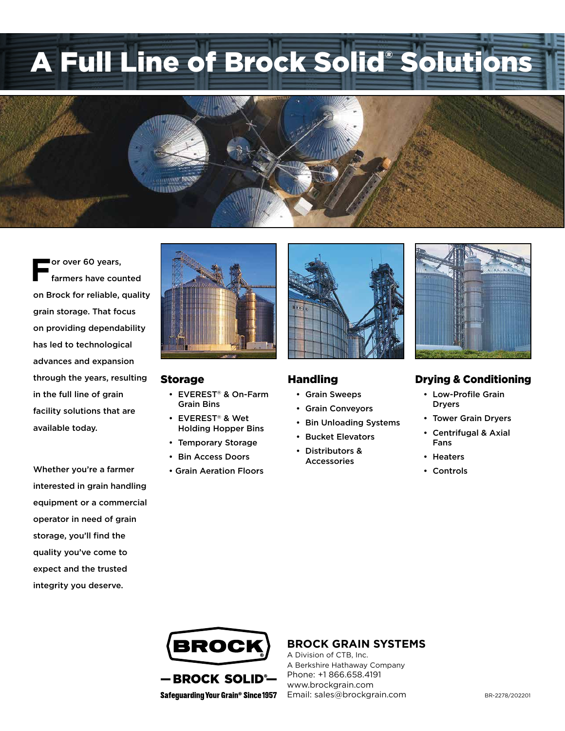# A Full Line of Brock Solid® Solutions

For over 60 years, farmers have counted on Brock for reliable, quality grain storage. That focus on providing dependability has led to technological advances and expansion through the years, resulting in the full line of grain facility solutions that are available today.

Whether you're a farmer interested in grain handling equipment or a commercial operator in need of grain storage, you'll find the quality you've come to expect and the trusted integrity you deserve.

## Storage

- EVEREST® & On-Farm Grain Bins
- EVEREST® & Wet Holding Hopper Bins
- Temporary Storage
- Bin Access Doors
- Grain Aeration Floors

## Handling

- Grain Sweeps
- Grain Conveyors
- Bin Unloading Systems
- Bucket Elevators
- Distributors & Accessories

## Drying & Conditioning

- Low-Profile Grain Dryers
- Tower Grain Dryers
- Centrifugal & Axial Fans
- Heaters
- Controls

BROCK®

— BROCK SOLID® —

Safeguarding Your Grain® Since 1957

**BROCK GRAIN SYSTEMS**
A Division of CTB, Inc.
A Berkshire Hathaway Company
Phone: +1 866.658.4191
www.brockgrain.com
Email: sales@brockgrain.com

BR-2278/202201